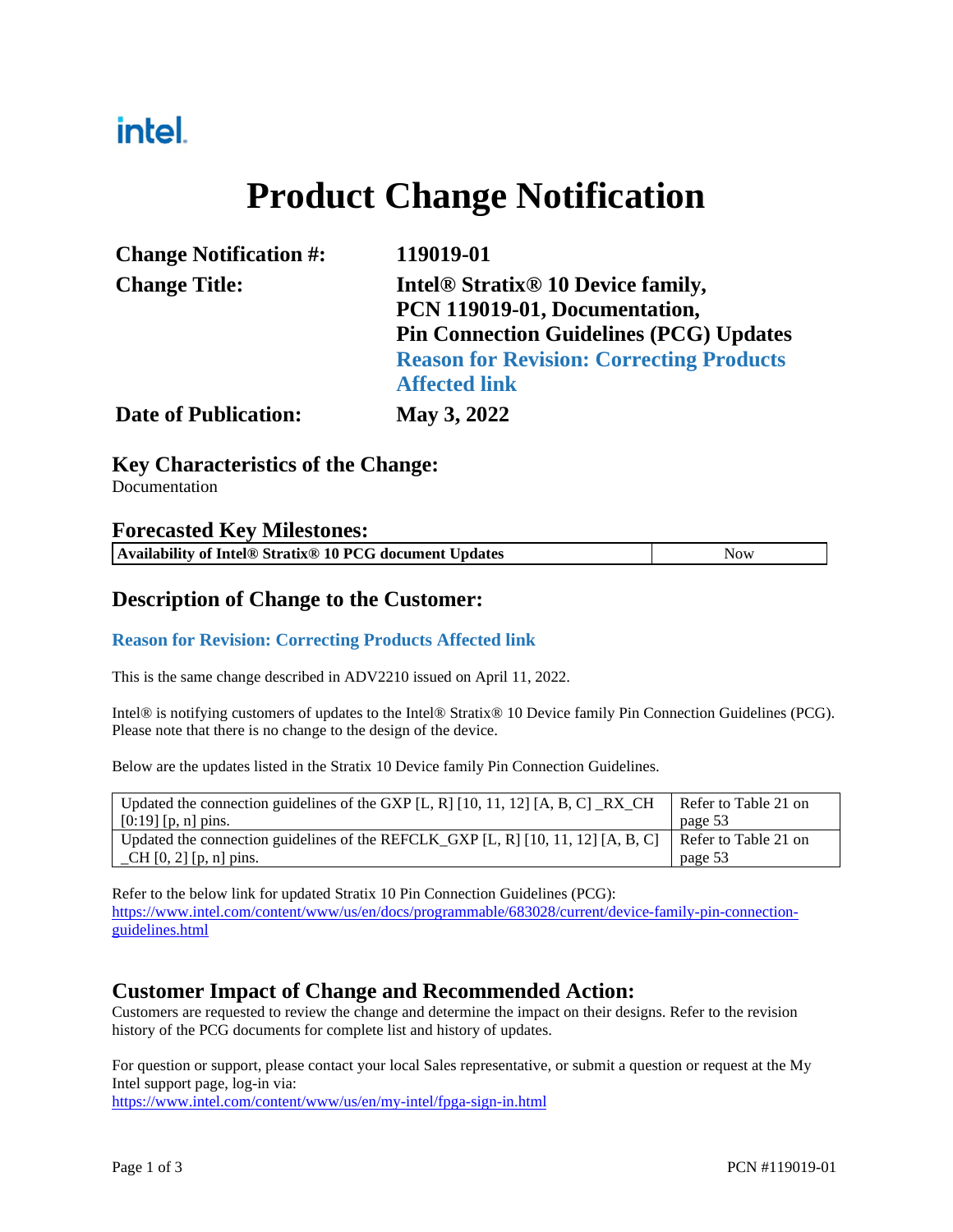intel.

# Product Change Notification

| | |
|---|---|
| **Change Notification #:** | **119019-01** |
| **Change Title:** | **Intel® Stratix® 10 Device family, PCN 119019-01, Documentation, Pin Connection Guidelines (PCG) Updates** **Reason for Revision: Correcting Products Affected link** |
| **Date of Publication:** | **May 3, 2022** |

## Key Characteristics of the Change:

Documentation

## Forecasted Key Milestones:

| **Availability of Intel® Stratix® 10 PCG document Updates** | Now |
|---|---|

## Description of Change to the Customer:

### Reason for Revision: Correcting Products Affected link

This is the same change described in ADV2210 issued on April 11, 2022.

Intel® is notifying customers of updates to the Intel® Stratix® 10 Device family Pin Connection Guidelines (PCG). Please note that there is no change to the design of the device.

Below are the updates listed in the Stratix 10 Device family Pin Connection Guidelines.

| | |
|---|---|
| Updated the connection guidelines of the GXP [L, R] [10, 11, 12] [A, B, C] _RX_CH [0:19] [p, n] pins. | Refer to Table 21 on page 53 |
| Updated the connection guidelines of the REFCLK_GXP [L, R] [10, 11, 12] [A, B, C] _CH [0, 2] [p, n] pins. | Refer to Table 21 on page 53 |

Refer to the below link for updated Stratix 10 Pin Connection Guidelines (PCG):
https://www.intel.com/content/www/us/en/docs/programmable/683028/current/device-family-pin-connection-guidelines.html

## Customer Impact of Change and Recommended Action:

Customers are requested to review the change and determine the impact on their designs. Refer to the revision history of the PCG documents for complete list and history of updates.

For question or support, please contact your local Sales representative, or submit a question or request at the My Intel support page, log-in via:
https://www.intel.com/content/www/us/en/my-intel/fpga-sign-in.html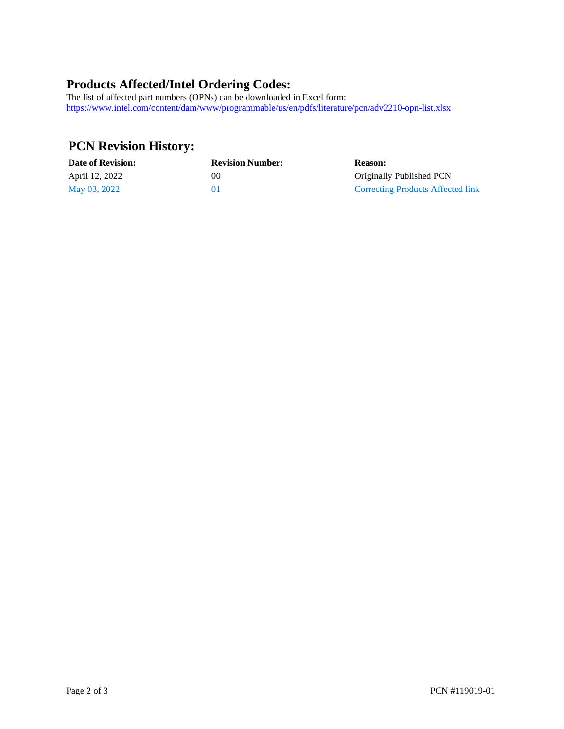## Products Affected/Intel Ordering Codes:

The list of affected part numbers (OPNs) can be downloaded in Excel form:
https://www.intel.com/content/dam/www/programmable/us/en/pdfs/literature/pcn/adv2210-opn-list.xlsx

## PCN Revision History:

| Date of Revision: | Revision Number: | Reason: |
| --- | --- | --- |
| April 12, 2022 | 00 | Originally Published PCN |
| May 03, 2022 | 01 | Correcting Products Affected link |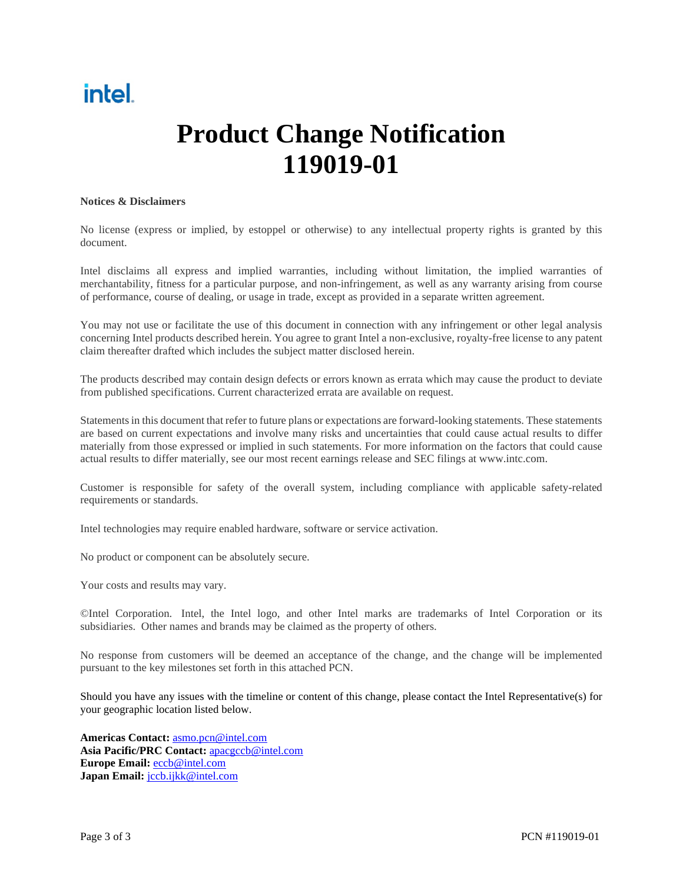intel.

# Product Change Notification 119019-01

**Notices & Disclaimers**

No license (express or implied, by estoppel or otherwise) to any intellectual property rights is granted by this document.

Intel disclaims all express and implied warranties, including without limitation, the implied warranties of merchantability, fitness for a particular purpose, and non-infringement, as well as any warranty arising from course of performance, course of dealing, or usage in trade, except as provided in a separate written agreement.

You may not use or facilitate the use of this document in connection with any infringement or other legal analysis concerning Intel products described herein. You agree to grant Intel a non-exclusive, royalty-free license to any patent claim thereafter drafted which includes the subject matter disclosed herein.

The products described may contain design defects or errors known as errata which may cause the product to deviate from published specifications. Current characterized errata are available on request.

Statements in this document that refer to future plans or expectations are forward-looking statements. These statements are based on current expectations and involve many risks and uncertainties that could cause actual results to differ materially from those expressed or implied in such statements. For more information on the factors that could cause actual results to differ materially, see our most recent earnings release and SEC filings at www.intc.com.

Customer is responsible for safety of the overall system, including compliance with applicable safety-related requirements or standards.

Intel technologies may require enabled hardware, software or service activation.

No product or component can be absolutely secure.

Your costs and results may vary.

©Intel Corporation. Intel, the Intel logo, and other Intel marks are trademarks of Intel Corporation or its subsidiaries. Other names and brands may be claimed as the property of others.

No response from customers will be deemed an acceptance of the change, and the change will be implemented pursuant to the key milestones set forth in this attached PCN.

Should you have any issues with the timeline or content of this change, please contact the Intel Representative(s) for your geographic location listed below.

**Americas Contact:** asmo.pcn@intel.com
**Asia Pacific/PRC Contact:** apacgccb@intel.com
**Europe Email:** eccb@intel.com
**Japan Email:** jccb.ijkk@intel.com